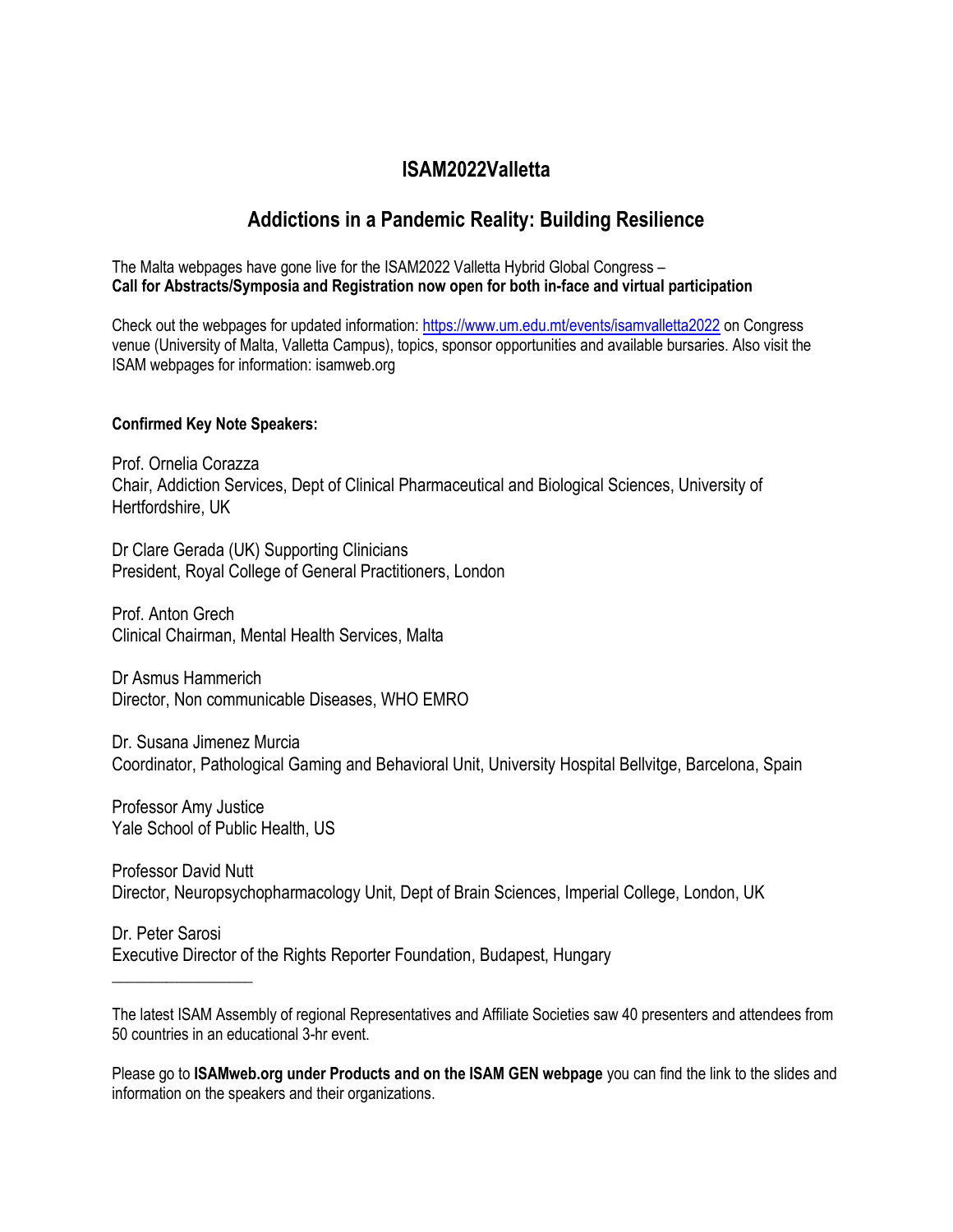# ISAM2022Valletta

## Addictions in a Pandemic Reality: Building Resilience

The Malta webpages have gone live for the ISAM2022 Valletta Hybrid Global Congress –
**Call for Abstracts/Symposia and Registration now open for both in-face and virtual participation**

Check out the webpages for updated information: [https://www.um.edu.mt/events/isamvalletta2022](https://www.um.edu.mt/events/isamvalletta2022) on Congress venue (University of Malta, Valletta Campus), topics, sponsor opportunities and available bursaries. Also visit the ISAM webpages for information: isamweb.org

**Confirmed Key Note Speakers:**

Prof. Ornelia Corazza
Chair, Addiction Services, Dept of Clinical Pharmaceutical and Biological Sciences, University of Hertfordshire, UK

Dr Clare Gerada (UK) Supporting Clinicians
President, Royal College of General Practitioners, London

Prof. Anton Grech
Clinical Chairman, Mental Health Services, Malta

Dr Asmus Hammerich
Director, Non communicable Diseases, WHO EMRO

Dr. Susana Jimenez Murcia
Coordinator, Pathological Gaming and Behavioral Unit, University Hospital Bellvitge, Barcelona, Spain

Professor Amy Justice
Yale School of Public Health, US

Professor David Nutt
Director, Neuropsychopharmacology Unit, Dept of Brain Sciences, Imperial College, London, UK

Dr. Peter Sarosi
Executive Director of the Rights Reporter Foundation, Budapest, Hungary

---

The latest ISAM Assembly of regional Representatives and Affiliate Societies saw 40 presenters and attendees from 50 countries in an educational 3-hr event.

Please go to **ISAMweb.org under Products and on the ISAM GEN webpage** you can find the link to the slides and information on the speakers and their organizations.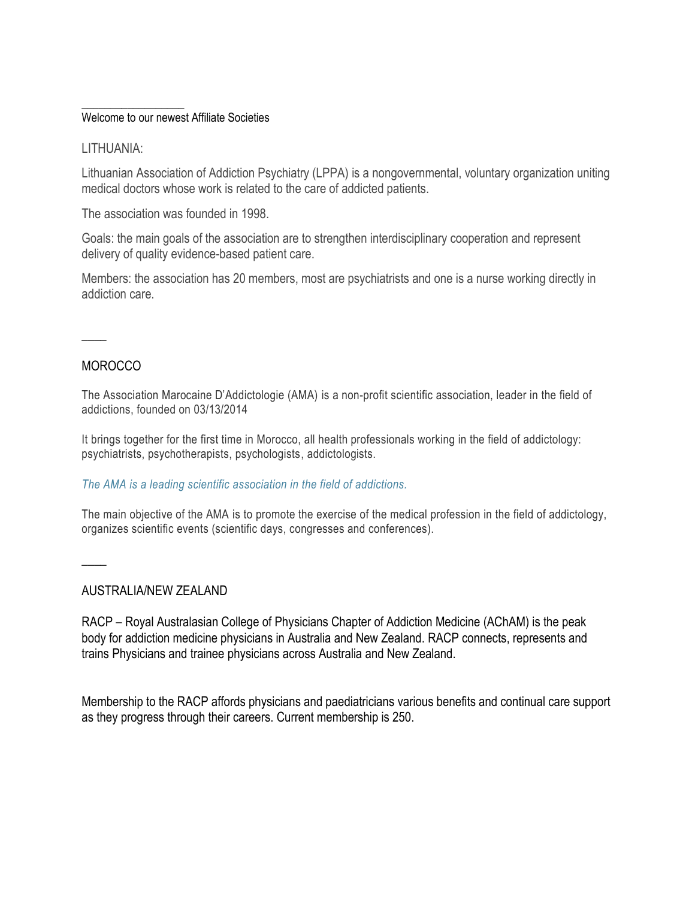---

Welcome to our newest Affiliate Societies

## LITHUANIA:

Lithuanian Association of Addiction Psychiatry (LPPA) is a nongovernmental, voluntary organization uniting medical doctors whose work is related to the care of addicted patients.

The association was founded in 1998.

Goals: the main goals of the association are to strengthen interdisciplinary cooperation and represent delivery of quality evidence-based patient care.

Members: the association has 20 members, most are psychiatrists and one is a nurse working directly in addiction care.

---

## MOROCCO

The Association Marocaine D'Addictologie (AMA) is a non-profit scientific association, leader in the field of addictions, founded on 03/13/2014

It brings together for the first time in Morocco, all health professionals working in the field of addictology: psychiatrists, psychotherapists, psychologists, addictologists.

*The AMA is a leading scientific association in the field of addictions.*

The main objective of the AMA is to promote the exercise of the medical profession in the field of addictology, organizes scientific events (scientific days, congresses and conferences).

---

## AUSTRALIA/NEW ZEALAND

RACP – Royal Australasian College of Physicians Chapter of Addiction Medicine (AChAM) is the peak body for addiction medicine physicians in Australia and New Zealand. RACP connects, represents and trains Physicians and trainee physicians across Australia and New Zealand.

Membership to the RACP affords physicians and paediatricians various benefits and continual care support as they progress through their careers. Current membership is 250.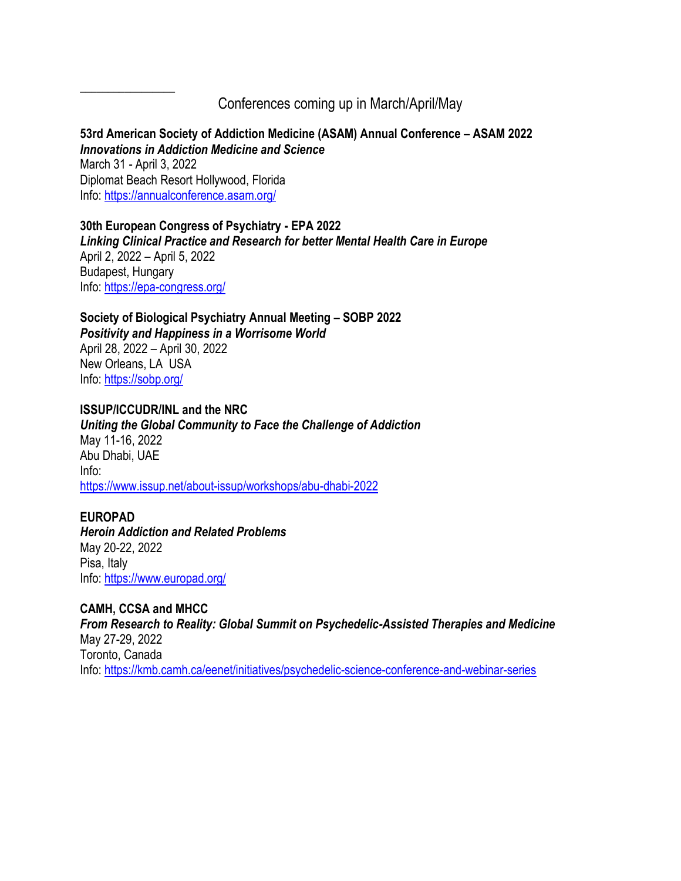## Conferences coming up in March/April/May

**53rd American Society of Addiction Medicine (ASAM) Annual Conference – ASAM 2022**
***Innovations in Addiction Medicine and Science***
March 31 - April 3, 2022
Diplomat Beach Resort Hollywood, Florida
Info: https://annualconference.asam.org/

**30th European Congress of Psychiatry - EPA 2022**
***Linking Clinical Practice and Research for better Mental Health Care in Europe***
April 2, 2022 – April 5, 2022
Budapest, Hungary
Info: https://epa-congress.org/

**Society of Biological Psychiatry Annual Meeting – SOBP 2022**
***Positivity and Happiness in a Worrisome World***
April 28, 2022 – April 30, 2022
New Orleans, LA USA
Info: https://sobp.org/

**ISSUP/ICCUDR/INL and the NRC**
***Uniting the Global Community to Face the Challenge of Addiction***
May 11-16, 2022
Abu Dhabi, UAE
Info:
https://www.issup.net/about-issup/workshops/abu-dhabi-2022

**EUROPAD**
***Heroin Addiction and Related Problems***
May 20-22, 2022
Pisa, Italy
Info: https://www.europad.org/

**CAMH, CCSA and MHCC**
***From Research to Reality: Global Summit on Psychedelic-Assisted Therapies and Medicine***
May 27-29, 2022
Toronto, Canada
Info: https://kmb.camh.ca/eenet/initiatives/psychedelic-science-conference-and-webinar-series